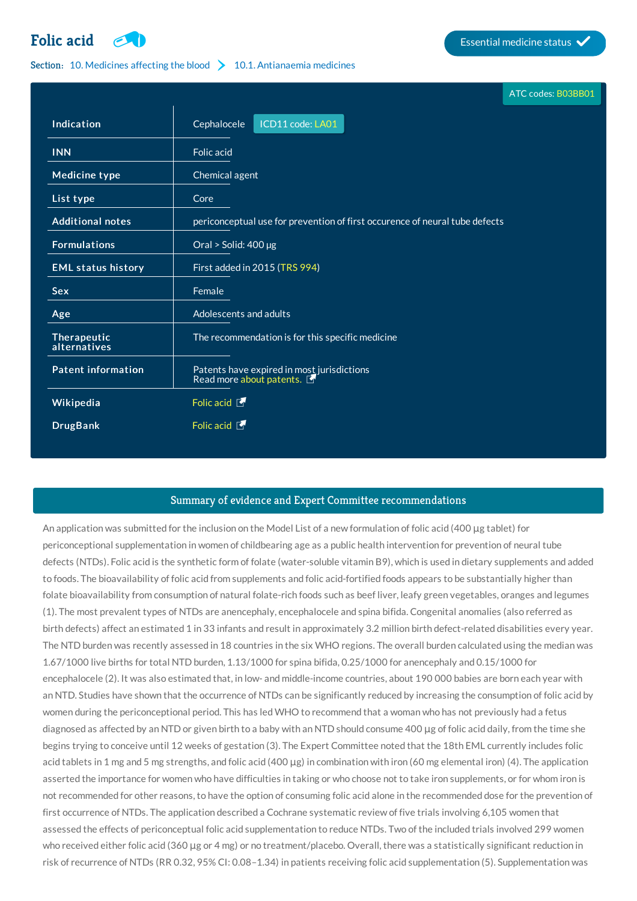# Folic acid

Essential medicine status ✔

Section: 10. Medicines affecting the blood > 10.1. Antianaemia medicines

ATC codes: B03BB01

| | |
|---|---|
| Indication | Cephalocele ICD11 code: LA01 |
| INN | Folic acid |
| Medicine type | Chemical agent |
| List type | Core |
| Additional notes | periconceptual use for prevention of first occurence of neural tube defects |
| Formulations | Oral > Solid: 400 µg |
| EML status history | First added in 2015 (TRS 994) |
| Sex | Female |
| Age | Adolescents and adults |
| Therapeutic alternatives | The recommendation is for this specific medicine |
| Patent information | Patents have expired in most jurisdictions<br>Read more about patents. |
| Wikipedia | Folic acid |
| DrugBank | Folic acid |

## Summary of evidence and Expert Committee recommendations

An application was submitted for the inclusion on the Model List of a new formulation of folic acid (400 µg tablet) for periconceptional supplementation in women of childbearing age as a public health intervention for prevention of neural tube defects (NTDs). Folic acid is the synthetic form of folate (water-soluble vitamin B9), which is used in dietary supplements and added to foods. The bioavailability of folic acid from supplements and folic acid-fortified foods appears to be substantially higher than folate bioavailability from consumption of natural folate-rich foods such as beef liver, leafy green vegetables, oranges and legumes (1). The most prevalent types of NTDs are anencephaly, encephalocele and spina bifida. Congenital anomalies (also referred as birth defects) affect an estimated 1 in 33 infants and result in approximately 3.2 million birth defect-related disabilities every year. The NTD burden was recently assessed in 18 countries in the six WHO regions. The overall burden calculated using the median was 1.67/1000 live births for total NTD burden, 1.13/1000 for spina bifida, 0.25/1000 for anencephaly and 0.15/1000 for encephalocele (2). It was also estimated that, in low- and middle-income countries, about 190 000 babies are born each year with an NTD. Studies have shown that the occurrence of NTDs can be significantly reduced by increasing the consumption of folic acid by women during the periconceptional period. This has led WHO to recommend that a woman who has not previously had a fetus diagnosed as affected by an NTD or given birth to a baby with an NTD should consume 400 µg of folic acid daily, from the time she begins trying to conceive until 12 weeks of gestation (3). The Expert Committee noted that the 18th EML currently includes folic acid tablets in 1 mg and 5 mg strengths, and folic acid (400 µg) in combination with iron (60 mg elemental iron) (4). The application asserted the importance for women who have difficulties in taking or who choose not to take iron supplements, or for whom iron is not recommended for other reasons, to have the option of consuming folic acid alone in the recommended dose for the prevention of first occurrence of NTDs. The application described a Cochrane systematic review of five trials involving 6,105 women that assessed the effects of periconceptual folic acid supplementation to reduce NTDs. Two of the included trials involved 299 women who received either folic acid (360 µg or 4 mg) or no treatment/placebo. Overall, there was a statistically significant reduction in risk of recurrence of NTDs (RR 0.32, 95% CI: 0.08–1.34) in patients receiving folic acid supplementation (5). Supplementation was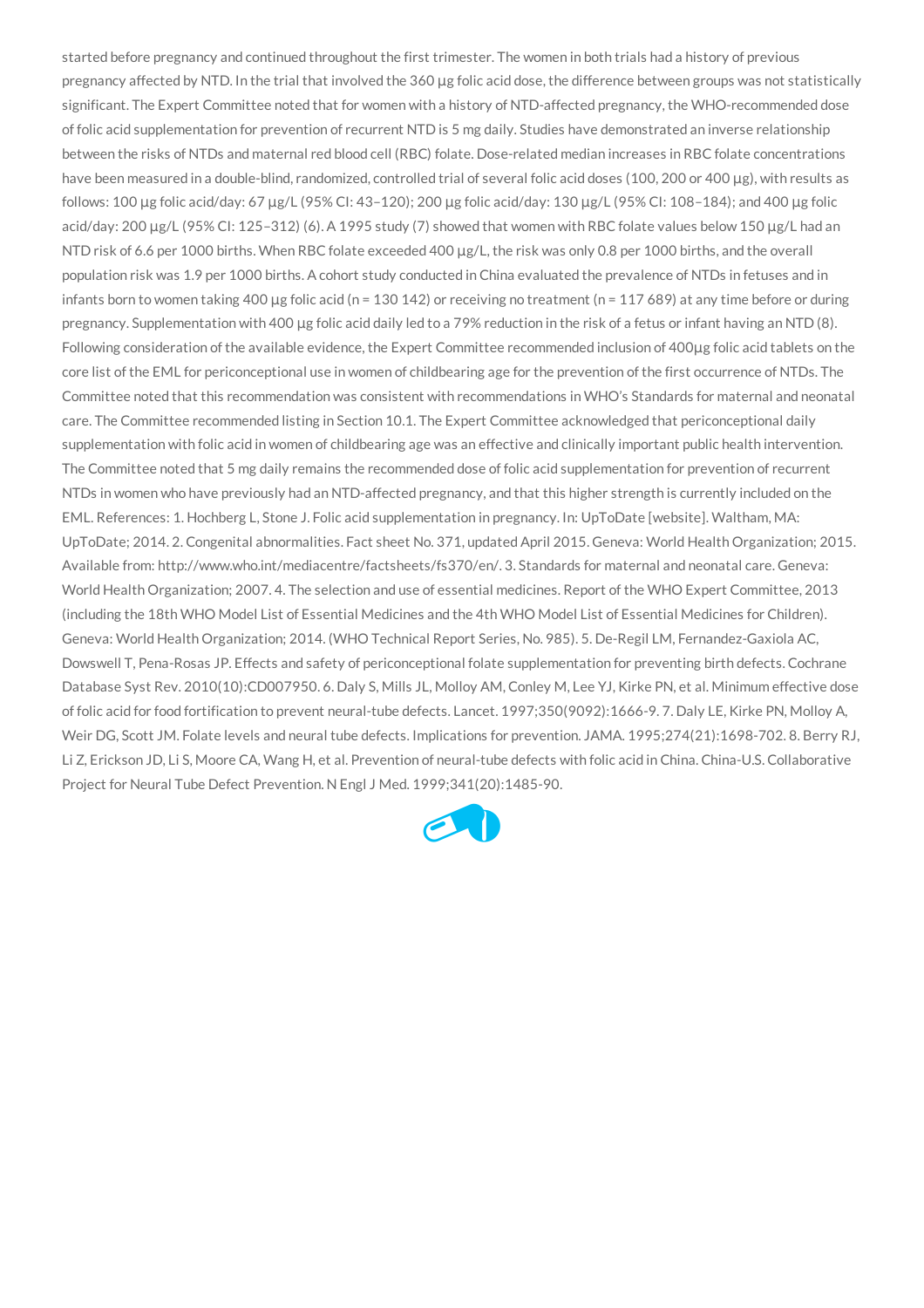started before pregnancy and continued throughout the first trimester. The women in both trials had a history of previous pregnancy affected by NTD. In the trial that involved the 360 µg folic acid dose, the difference between groups was not statistically significant. The Expert Committee noted that for women with a history of NTD-affected pregnancy, the WHO-recommended dose of folic acid supplementation for prevention of recurrent NTD is 5 mg daily. Studies have demonstrated an inverse relationship between the risks of NTDs and maternal red blood cell (RBC) folate. Dose-related median increases in RBC folate concentrations have been measured in a double-blind, randomized, controlled trial of several folic acid doses (100, 200 or 400 µg), with results as follows: 100 µg folic acid/day: 67 µg/L (95% CI: 43–120); 200 µg folic acid/day: 130 µg/L (95% CI: 108–184); and 400 µg folic acid/day: 200 µg/L (95% CI: 125–312) (6). A 1995 study (7) showed that women with RBC folate values below 150 µg/L had an NTD risk of 6.6 per 1000 births. When RBC folate exceeded 400 µg/L, the risk was only 0.8 per 1000 births, and the overall population risk was 1.9 per 1000 births. A cohort study conducted in China evaluated the prevalence of NTDs in fetuses and in infants born to women taking 400 µg folic acid (n = 130 142) or receiving no treatment (n = 117 689) at any time before or during pregnancy. Supplementation with 400 µg folic acid daily led to a 79% reduction in the risk of a fetus or infant having an NTD (8). Following consideration of the available evidence, the Expert Committee recommended inclusion of 400µg folic acid tablets on the core list of the EML for periconceptional use in women of childbearing age for the prevention of the first occurrence of NTDs. The Committee noted that this recommendation was consistent with recommendations in WHO's Standards for maternal and neonatal care. The Committee recommended listing in Section 10.1. The Expert Committee acknowledged that periconceptional daily supplementation with folic acid in women of childbearing age was an effective and clinically important public health intervention. The Committee noted that 5 mg daily remains the recommended dose of folic acid supplementation for prevention of recurrent NTDs in women who have previously had an NTD-affected pregnancy, and that this higher strength is currently included on the EML. References: 1. Hochberg L, Stone J. Folic acid supplementation in pregnancy. In: UpToDate [website]. Waltham, MA: UpToDate; 2014. 2. Congenital abnormalities. Fact sheet No. 371, updated April 2015. Geneva: World Health Organization; 2015. Available from: http://www.who.int/mediacentre/factsheets/fs370/en/. 3. Standards for maternal and neonatal care. Geneva: World Health Organization; 2007. 4. The selection and use of essential medicines. Report of the WHO Expert Committee, 2013 (including the 18th WHO Model List of Essential Medicines and the 4th WHO Model List of Essential Medicines for Children). Geneva: World Health Organization; 2014. (WHO Technical Report Series, No. 985). 5. De-Regil LM, Fernandez-Gaxiola AC, Dowswell T, Pena-Rosas JP. Effects and safety of periconceptional folate supplementation for preventing birth defects. Cochrane Database Syst Rev. 2010(10):CD007950. 6. Daly S, Mills JL, Molloy AM, Conley M, Lee YJ, Kirke PN, et al. Minimum effective dose of folic acid for food fortification to prevent neural-tube defects. Lancet. 1997;350(9092):1666-9. 7. Daly LE, Kirke PN, Molloy A, Weir DG, Scott JM. Folate levels and neural tube defects. Implications for prevention. JAMA. 1995;274(21):1698-702. 8. Berry RJ, Li Z, Erickson JD, Li S, Moore CA, Wang H, et al. Prevention of neural-tube defects with folic acid in China. China-U.S. Collaborative Project for Neural Tube Defect Prevention. N Engl J Med. 1999;341(20):1485-90.